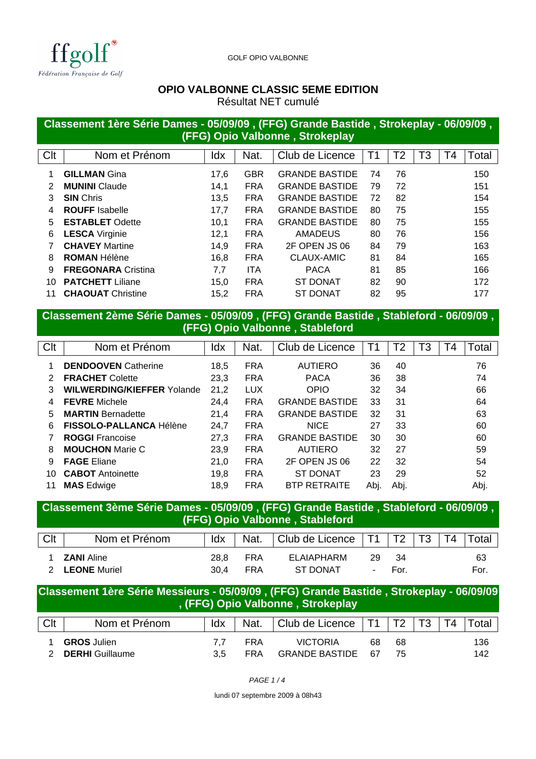ffgolf
Fédération Française de Golf

GOLF OPIO VALBONNE

# OPIO VALBONNE CLASSIC 5EME EDITION

Résultat NET cumulé

## Classement 1ère Série Dames - 05/09/09 , (FFG) Grande Bastide , Strokeplay - 06/09/09 , (FFG) Opio Valbonne , Strokeplay

| Clt | Nom et Prénom | Idx | Nat. | Club de Licence | T1 | T2 | T3 | T4 | Total |
|---|---|---|---|---|---|---|---|---|---|
| 1 | **GILLMAN** Gina | 17,6 | GBR | GRANDE BASTIDE | 74 | 76 | | | 150 |
| 2 | **MUNINI** Claude | 14,1 | FRA | GRANDE BASTIDE | 79 | 72 | | | 151 |
| 3 | **SIN** Chris | 13,5 | FRA | GRANDE BASTIDE | 72 | 82 | | | 154 |
| 4 | **ROUFF** Isabelle | 17,7 | FRA | GRANDE BASTIDE | 80 | 75 | | | 155 |
| 5 | **ESTABLET** Odette | 10,1 | FRA | GRANDE BASTIDE | 80 | 75 | | | 155 |
| 6 | **LESCA** Virginie | 12,1 | FRA | AMADEUS | 80 | 76 | | | 156 |
| 7 | **CHAVEY** Martine | 14,9 | FRA | 2F OPEN JS 06 | 84 | 79 | | | 163 |
| 8 | **ROMAN** Hélène | 16,8 | FRA | CLAUX-AMIC | 81 | 84 | | | 165 |
| 9 | **FREGONARA** Cristina | 7,7 | ITA | PACA | 81 | 85 | | | 166 |
| 10 | **PATCHETT** Liliane | 15,0 | FRA | ST DONAT | 82 | 90 | | | 172 |
| 11 | **CHAOUAT** Christine | 15,2 | FRA | ST DONAT | 82 | 95 | | | 177 |

## Classement 2ème Série Dames - 05/09/09 , (FFG) Grande Bastide , Stableford - 06/09/09 , (FFG) Opio Valbonne , Stableford

| Clt | Nom et Prénom | Idx | Nat. | Club de Licence | T1 | T2 | T3 | T4 | Total |
|---|---|---|---|---|---|---|---|---|---|
| 1 | **DENDOOVEN** Catherine | 18,5 | FRA | AUTIERO | 36 | 40 | | | 76 |
| 2 | **FRACHET** Colette | 23,3 | FRA | PACA | 36 | 38 | | | 74 |
| 3 | **WILWERDING/KIEFFER** Yolande | 21,2 | LUX | OPIO | 32 | 34 | | | 66 |
| 4 | **FEVRE** Michele | 24,4 | FRA | GRANDE BASTIDE | 33 | 31 | | | 64 |
| 5 | **MARTIN** Bernadette | 21,4 | FRA | GRANDE BASTIDE | 32 | 31 | | | 63 |
| 6 | **FISSOLO-PALLANCA** Hélène | 24,7 | FRA | NICE | 27 | 33 | | | 60 |
| 7 | **ROGGI** Francoise | 27,3 | FRA | GRANDE BASTIDE | 30 | 30 | | | 60 |
| 8 | **MOUCHON** Marie C | 23,9 | FRA | AUTIERO | 32 | 27 | | | 59 |
| 9 | **FAGE** Eliane | 21,0 | FRA | 2F OPEN JS 06 | 22 | 32 | | | 54 |
| 10 | **CABOT** Antoinette | 19,8 | FRA | ST DONAT | 23 | 29 | | | 52 |
| 11 | **MAS** Edwige | 18,9 | FRA | BTP RETRAITE | Abj. | Abj. | | | Abj. |

## Classement 3ème Série Dames - 05/09/09 , (FFG) Grande Bastide , Stableford - 06/09/09 , (FFG) Opio Valbonne , Stableford

| Clt | Nom et Prénom | Idx | Nat. | Club de Licence | T1 | T2 | T3 | T4 | Total |
|---|---|---|---|---|---|---|---|---|---|
| 1 | **ZANI** Aline | 28,8 | FRA | ELAIAPHARM | 29 | 34 | | | 63 |
| 2 | **LEONE** Muriel | 30,4 | FRA | ST DONAT | - | For. | | | For. |

## Classement 1ère Série Messieurs - 05/09/09 , (FFG) Grande Bastide , Strokeplay - 06/09/09 , (FFG) Opio Valbonne , Strokeplay

| Clt | Nom et Prénom | Idx | Nat. | Club de Licence | T1 | T2 | T3 | T4 | Total |
|---|---|---|---|---|---|---|---|---|---|
| 1 | **GROS** Julien | 7,7 | FRA | VICTORIA | 68 | 68 | | | 136 |
| 2 | **DERHI** Guillaume | 3,5 | FRA | GRANDE BASTIDE | 67 | 75 | | | 142 |

lundi 07 septembre 2009 à 08h43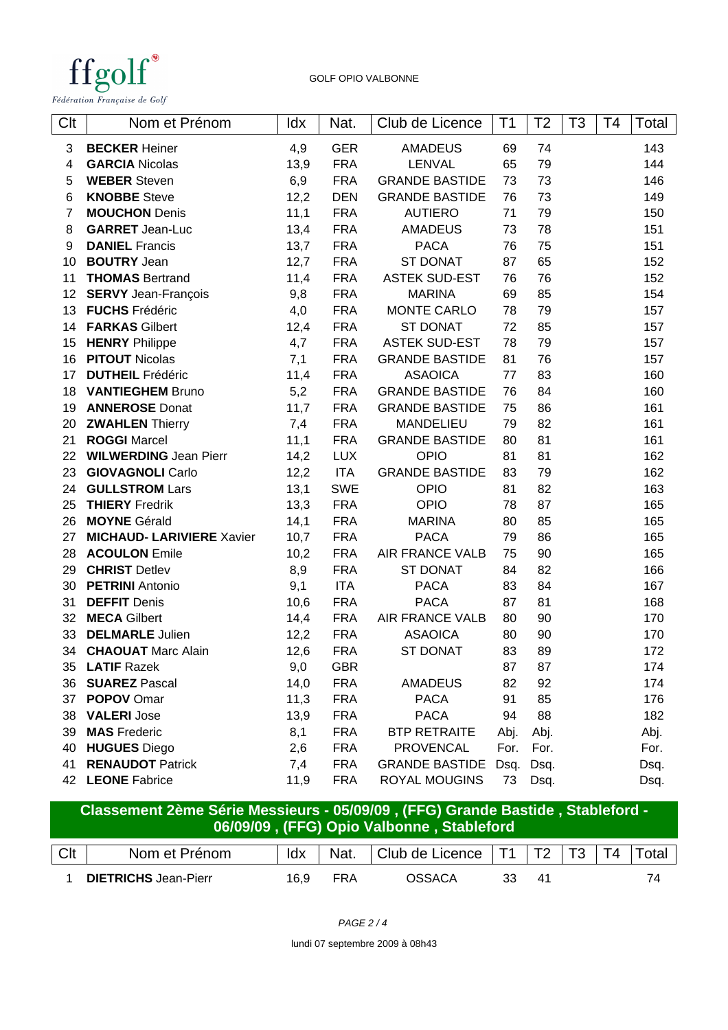ffgolf
Fédération Française de Golf

GOLF OPIO VALBONNE

| Clt | Nom et Prénom | Idx | Nat. | Club de Licence | T1 | T2 | T3 | T4 | Total |
|---|---|---|---|---|---|---|---|---|---|
| 3 | **BECKER** Heiner | 4,9 | GER | AMADEUS | 69 | 74 | | | 143 |
| 4 | **GARCIA** Nicolas | 13,9 | FRA | LENVAL | 65 | 79 | | | 144 |
| 5 | **WEBER** Steven | 6,9 | FRA | GRANDE BASTIDE | 73 | 73 | | | 146 |
| 6 | **KNOBBE** Steve | 12,2 | DEN | GRANDE BASTIDE | 76 | 73 | | | 149 |
| 7 | **MOUCHON** Denis | 11,1 | FRA | AUTIERO | 71 | 79 | | | 150 |
| 8 | **GARRET** Jean-Luc | 13,4 | FRA | AMADEUS | 73 | 78 | | | 151 |
| 9 | **DANIEL** Francis | 13,7 | FRA | PACA | 76 | 75 | | | 151 |
| 10 | **BOUTRY** Jean | 12,7 | FRA | ST DONAT | 87 | 65 | | | 152 |
| 11 | **THOMAS** Bertrand | 11,4 | FRA | ASTEK SUD-EST | 76 | 76 | | | 152 |
| 12 | **SERVY** Jean-François | 9,8 | FRA | MARINA | 69 | 85 | | | 154 |
| 13 | **FUCHS** Frédéric | 4,0 | FRA | MONTE CARLO | 78 | 79 | | | 157 |
| 14 | **FARKAS** Gilbert | 12,4 | FRA | ST DONAT | 72 | 85 | | | 157 |
| 15 | **HENRY** Philippe | 4,7 | FRA | ASTEK SUD-EST | 78 | 79 | | | 157 |
| 16 | **PITOUT** Nicolas | 7,1 | FRA | GRANDE BASTIDE | 81 | 76 | | | 157 |
| 17 | **DUTHEIL** Frédéric | 11,4 | FRA | ASAOICA | 77 | 83 | | | 160 |
| 18 | **VANTIEGHEM** Bruno | 5,2 | FRA | GRANDE BASTIDE | 76 | 84 | | | 160 |
| 19 | **ANNEROSE** Donat | 11,7 | FRA | GRANDE BASTIDE | 75 | 86 | | | 161 |
| 20 | **ZWAHLEN** Thierry | 7,4 | FRA | MANDELIEU | 79 | 82 | | | 161 |
| 21 | **ROGGI** Marcel | 11,1 | FRA | GRANDE BASTIDE | 80 | 81 | | | 161 |
| 22 | **WILWERDING** Jean Pierr | 14,2 | LUX | OPIO | 81 | 81 | | | 162 |
| 23 | **GIOVAGNOLI** Carlo | 12,2 | ITA | GRANDE BASTIDE | 83 | 79 | | | 162 |
| 24 | **GULLSTROM** Lars | 13,1 | SWE | OPIO | 81 | 82 | | | 163 |
| 25 | **THIERY** Fredrik | 13,3 | FRA | OPIO | 78 | 87 | | | 165 |
| 26 | **MOYNE** Gérald | 14,1 | FRA | MARINA | 80 | 85 | | | 165 |
| 27 | **MICHAUD- LARIVIERE** Xavier | 10,7 | FRA | PACA | 79 | 86 | | | 165 |
| 28 | **ACOULON** Emile | 10,2 | FRA | AIR FRANCE VALB | 75 | 90 | | | 165 |
| 29 | **CHRIST** Detlev | 8,9 | FRA | ST DONAT | 84 | 82 | | | 166 |
| 30 | **PETRINI** Antonio | 9,1 | ITA | PACA | 83 | 84 | | | 167 |
| 31 | **DEFFIT** Denis | 10,6 | FRA | PACA | 87 | 81 | | | 168 |
| 32 | **MECA** Gilbert | 14,4 | FRA | AIR FRANCE VALB | 80 | 90 | | | 170 |
| 33 | **DELMARLE** Julien | 12,2 | FRA | ASAOICA | 80 | 90 | | | 170 |
| 34 | **CHAOUAT** Marc Alain | 12,6 | FRA | ST DONAT | 83 | 89 | | | 172 |
| 35 | **LATIF** Razek | 9,0 | GBR | | 87 | 87 | | | 174 |
| 36 | **SUAREZ** Pascal | 14,0 | FRA | AMADEUS | 82 | 92 | | | 174 |
| 37 | **POPOV** Omar | 11,3 | FRA | PACA | 91 | 85 | | | 176 |
| 38 | **VALERI** Jose | 13,9 | FRA | PACA | 94 | 88 | | | 182 |
| 39 | **MAS** Frederic | 8,1 | FRA | BTP RETRAITE | Abj. | Abj. | | | Abj. |
| 40 | **HUGUES** Diego | 2,6 | FRA | PROVENCAL | For. | For. | | | For. |
| 41 | **RENAUDOT** Patrick | 7,4 | FRA | GRANDE BASTIDE | Dsq. | Dsq. | | | Dsq. |
| 42 | **LEONE** Fabrice | 11,9 | FRA | ROYAL MOUGINS | 73 | Dsq. | | | Dsq. |

## Classement 2ème Série Messieurs - 05/09/09 , (FFG) Grande Bastide , Stableford - 06/09/09 , (FFG) Opio Valbonne , Stableford

| Clt | Nom et Prénom | Idx | Nat. | Club de Licence | T1 | T2 | T3 | T4 | Total |
|---|---|---|---|---|---|---|---|---|---|
| 1 | **DIETRICHS** Jean-Pierr | 16,9 | FRA | OSSACA | 33 | 41 | | | 74 |

lundi 07 septembre 2009 à 08h43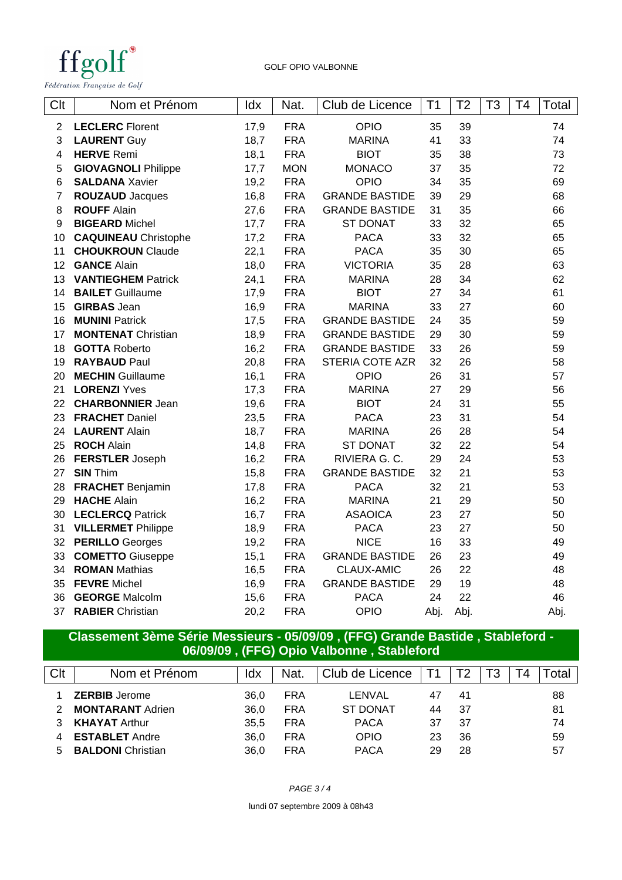ffgolf
Fédération Française de Golf

GOLF OPIO VALBONNE

| Clt | Nom et Prénom | Idx | Nat. | Club de Licence | T1 | T2 | T3 | T4 | Total |
|---|---|---|---|---|---|---|---|---|---|
| 2 | **LECLERC** Florent | 17,9 | FRA | OPIO | 35 | 39 | | | 74 |
| 3 | **LAURENT** Guy | 18,7 | FRA | MARINA | 41 | 33 | | | 74 |
| 4 | **HERVE** Remi | 18,1 | FRA | BIOT | 35 | 38 | | | 73 |
| 5 | **GIOVAGNOLI** Philippe | 17,7 | MON | MONACO | 37 | 35 | | | 72 |
| 6 | **SALDANA** Xavier | 19,2 | FRA | OPIO | 34 | 35 | | | 69 |
| 7 | **ROUZAUD** Jacques | 16,8 | FRA | GRANDE BASTIDE | 39 | 29 | | | 68 |
| 8 | **ROUFF** Alain | 27,6 | FRA | GRANDE BASTIDE | 31 | 35 | | | 66 |
| 9 | **BIGEARD** Michel | 17,7 | FRA | ST DONAT | 33 | 32 | | | 65 |
| 10 | **CAQUINEAU** Christophe | 17,2 | FRA | PACA | 33 | 32 | | | 65 |
| 11 | **CHOUKROUN** Claude | 22,1 | FRA | PACA | 35 | 30 | | | 65 |
| 12 | **GANCE** Alain | 18,0 | FRA | VICTORIA | 35 | 28 | | | 63 |
| 13 | **VANTIEGHEM** Patrick | 24,1 | FRA | MARINA | 28 | 34 | | | 62 |
| 14 | **BAILET** Guillaume | 17,9 | FRA | BIOT | 27 | 34 | | | 61 |
| 15 | **GIRBAS** Jean | 16,9 | FRA | MARINA | 33 | 27 | | | 60 |
| 16 | **MUNINI** Patrick | 17,5 | FRA | GRANDE BASTIDE | 24 | 35 | | | 59 |
| 17 | **MONTENAT** Christian | 18,9 | FRA | GRANDE BASTIDE | 29 | 30 | | | 59 |
| 18 | **GOTTA** Roberto | 16,2 | FRA | GRANDE BASTIDE | 33 | 26 | | | 59 |
| 19 | **RAYBAUD** Paul | 20,8 | FRA | STERIA COTE AZR | 32 | 26 | | | 58 |
| 20 | **MECHIN** Guillaume | 16,1 | FRA | OPIO | 26 | 31 | | | 57 |
| 21 | **LORENZI** Yves | 17,3 | FRA | MARINA | 27 | 29 | | | 56 |
| 22 | **CHARBONNIER** Jean | 19,6 | FRA | BIOT | 24 | 31 | | | 55 |
| 23 | **FRACHET** Daniel | 23,5 | FRA | PACA | 23 | 31 | | | 54 |
| 24 | **LAURENT** Alain | 18,7 | FRA | MARINA | 26 | 28 | | | 54 |
| 25 | **ROCH** Alain | 14,8 | FRA | ST DONAT | 32 | 22 | | | 54 |
| 26 | **FERSTLER** Joseph | 16,2 | FRA | RIVIERA G. C. | 29 | 24 | | | 53 |
| 27 | **SIN** Thim | 15,8 | FRA | GRANDE BASTIDE | 32 | 21 | | | 53 |
| 28 | **FRACHET** Benjamin | 17,8 | FRA | PACA | 32 | 21 | | | 53 |
| 29 | **HACHE** Alain | 16,2 | FRA | MARINA | 21 | 29 | | | 50 |
| 30 | **LECLERCQ** Patrick | 16,7 | FRA | ASAOICA | 23 | 27 | | | 50 |
| 31 | **VILLERMET** Philippe | 18,9 | FRA | PACA | 23 | 27 | | | 50 |
| 32 | **PERILLO** Georges | 19,2 | FRA | NICE | 16 | 33 | | | 49 |
| 33 | **COMETTO** Giuseppe | 15,1 | FRA | GRANDE BASTIDE | 26 | 23 | | | 49 |
| 34 | **ROMAN** Mathias | 16,5 | FRA | CLAUX-AMIC | 26 | 22 | | | 48 |
| 35 | **FEVRE** Michel | 16,9 | FRA | GRANDE BASTIDE | 29 | 19 | | | 48 |
| 36 | **GEORGE** Malcolm | 15,6 | FRA | PACA | 24 | 22 | | | 46 |
| 37 | **RABIER** Christian | 20,2 | FRA | OPIO | Abj. | Abj. | | | Abj. |

## Classement 3ème Série Messieurs - 05/09/09 , (FFG) Grande Bastide , Stableford - 06/09/09 , (FFG) Opio Valbonne , Stableford

| Clt | Nom et Prénom | Idx | Nat. | Club de Licence | T1 | T2 | T3 | T4 | Total |
|---|---|---|---|---|---|---|---|---|---|
| 1 | **ZERBIB** Jerome | 36,0 | FRA | LENVAL | 47 | 41 | | | 88 |
| 2 | **MONTARANT** Adrien | 36,0 | FRA | ST DONAT | 44 | 37 | | | 81 |
| 3 | **KHAYAT** Arthur | 35,5 | FRA | PACA | 37 | 37 | | | 74 |
| 4 | **ESTABLET** Andre | 36,0 | FRA | OPIO | 23 | 36 | | | 59 |
| 5 | **BALDONI** Christian | 36,0 | FRA | PACA | 29 | 28 | | | 57 |

lundi 07 septembre 2009 à 08h43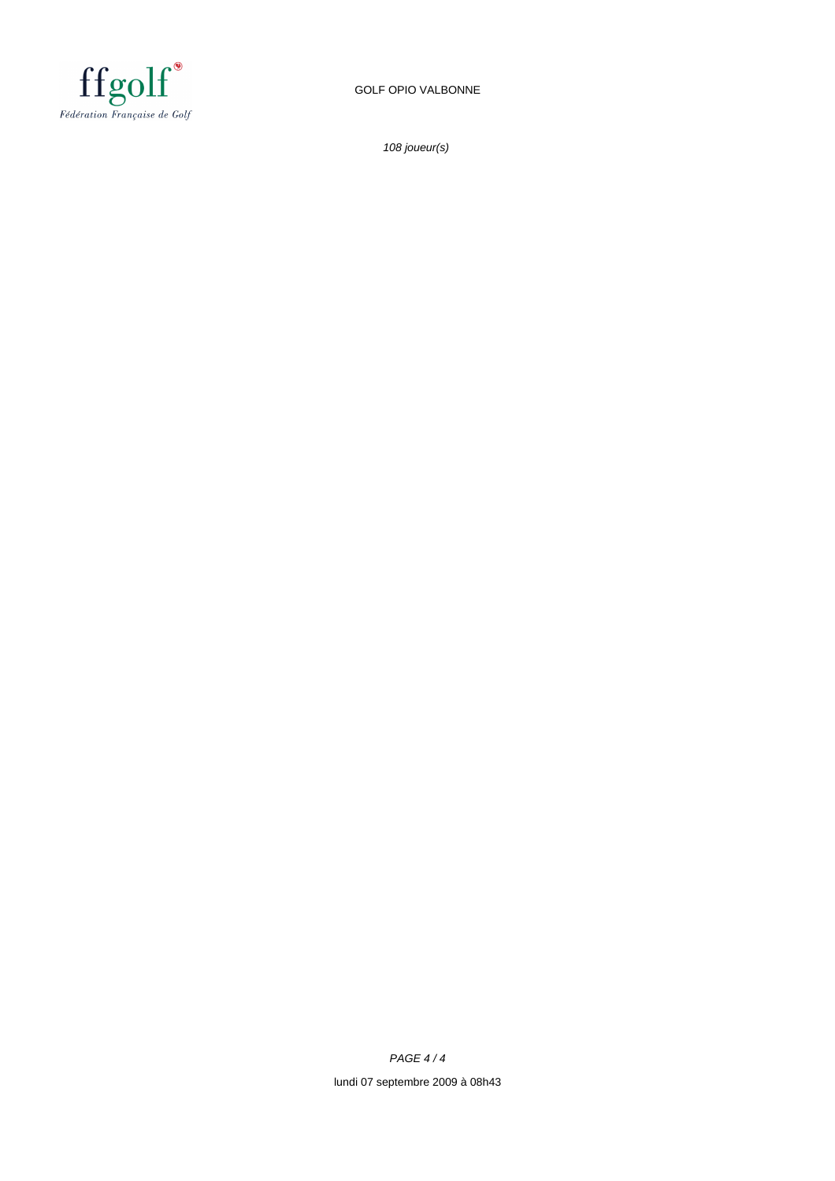ffgolf
Fédération Française de Golf

GOLF OPIO VALBONNE

*108 joueur(s)*

lundi 07 septembre 2009 à 08h43